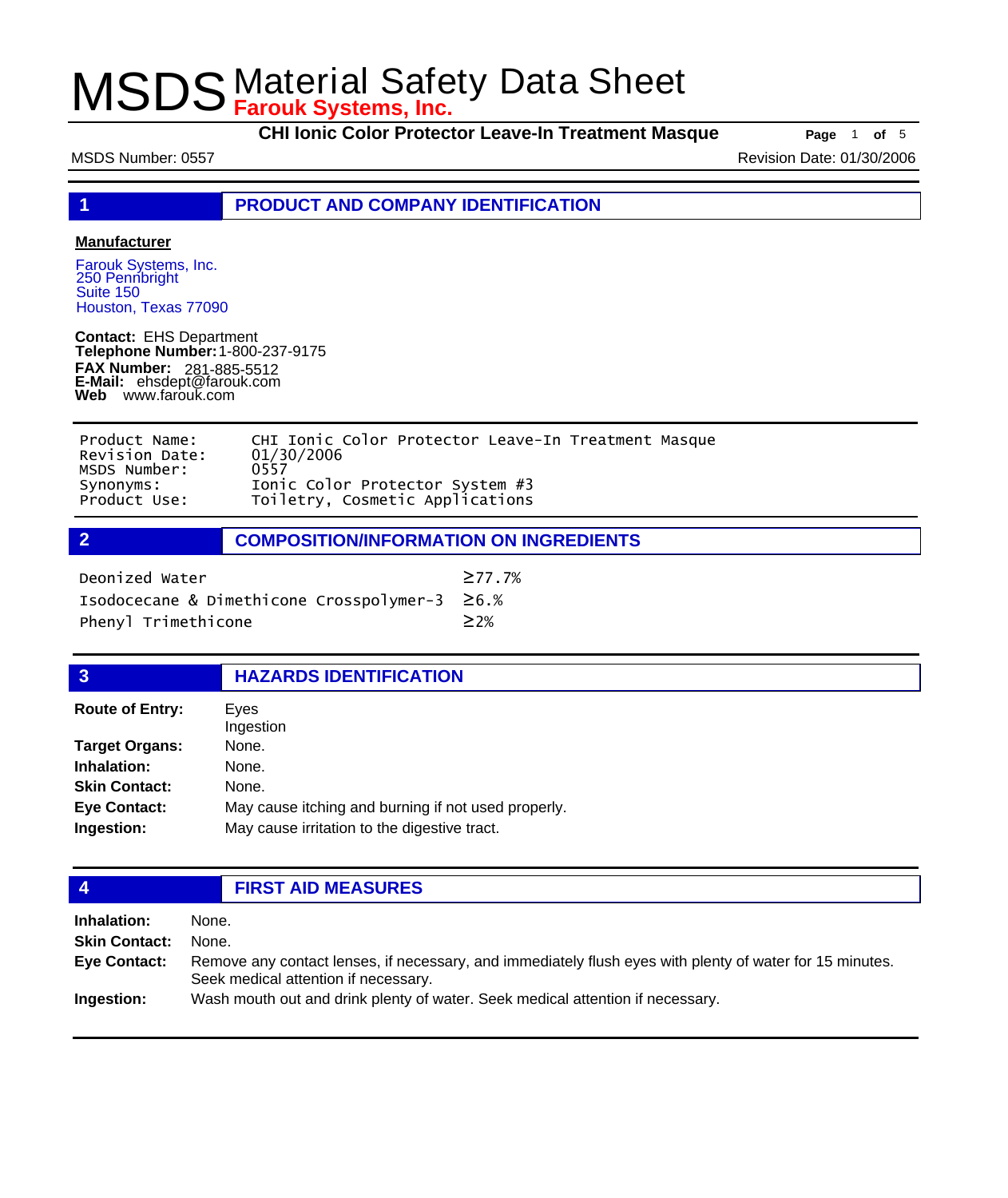# MSDS Material Safety Data Sheet

**Farouk Systems, Inc.**

**CHI Ionic Color Protector Leave-In Treatment Masque**

MSDS Number: 0557 | Revision Date: 01/30/2006

## 1 PRODUCT AND COMPANY IDENTIFICATION

**Manufacturer**

Farouk Systems, Inc.
250 Pennbright
Suite 150
Houston, Texas 77090

**Contact:** EHS Department
**Telephone Number:** 1-800-237-9175
**FAX Number:** 281-885-5512
**E-Mail:** ehsdept@farouk.com
**Web** www.farouk.com

| | |
|---|---|
| Product Name: | CHI Ionic Color Protector Leave-In Treatment Masque |
| Revision Date: | 01/30/2006 |
| MSDS Number: | 0557 |
| Synonyms: | Ionic Color Protector System #3 |
| Product Use: | Toiletry, Cosmetic Applications |

## 2 COMPOSITION/INFORMATION ON INGREDIENTS

| | |
|---|---|
| Deonized Water | ≥77.7% |
| Isodocecane & Dimethicone Crosspolymer-3 | ≥6.% |
| Phenyl Trimethicone | ≥2% |

## 3 HAZARDS IDENTIFICATION

**Route of Entry:** Eyes
Ingestion

**Target Organs:** None.

**Inhalation:** None.

**Skin Contact:** None.

**Eye Contact:** May cause itching and burning if not used properly.

**Ingestion:** May cause irritation to the digestive tract.

## 4 FIRST AID MEASURES

**Inhalation:** None.

**Skin Contact:** None.

**Eye Contact:** Remove any contact lenses, if necessary, and immediately flush eyes with plenty of water for 15 minutes. Seek medical attention if necessary.

**Ingestion:** Wash mouth out and drink plenty of water. Seek medical attention if necessary.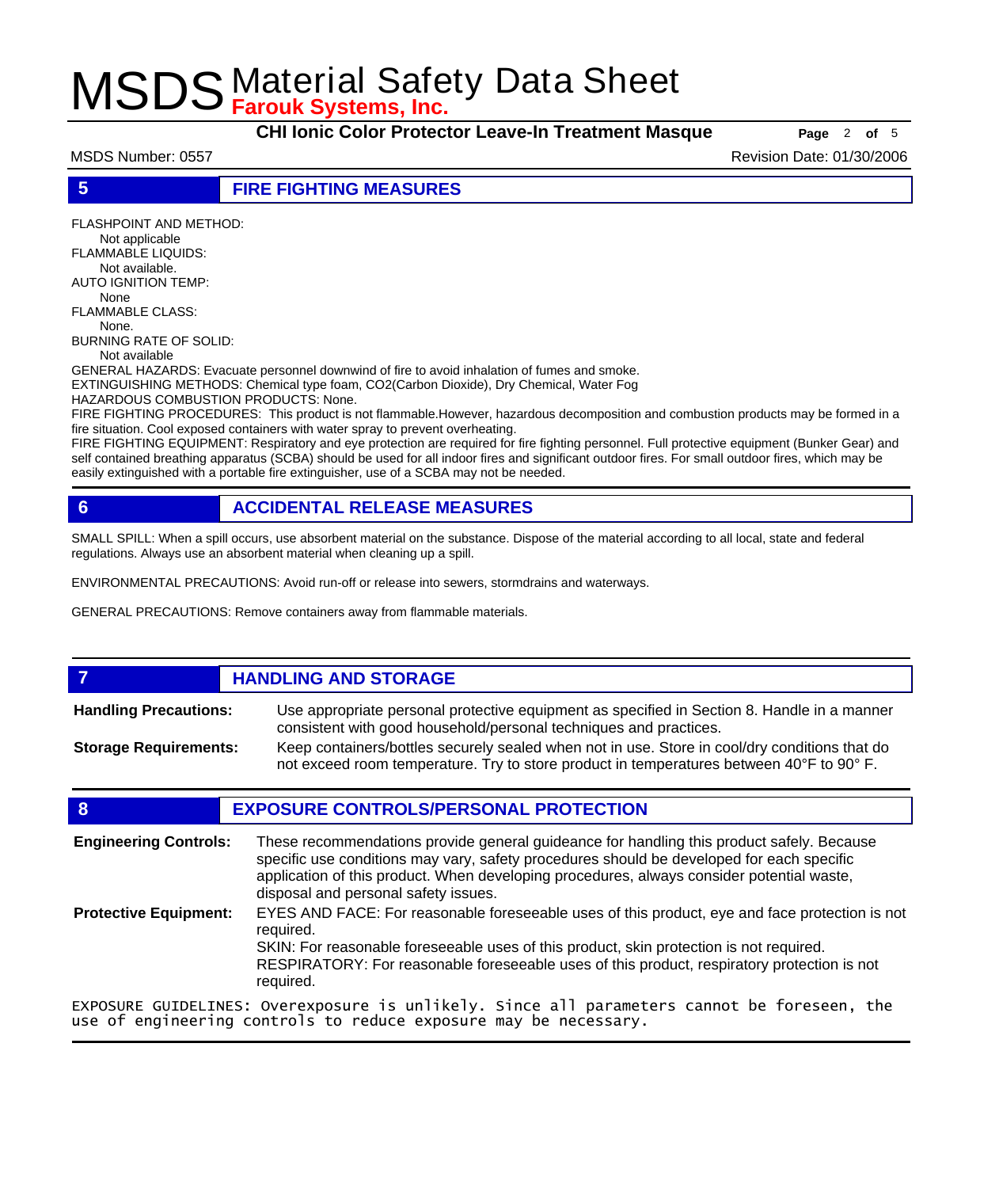## 5 FIRE FIGHTING MEASURES

FLASHPOINT AND METHOD:
Not applicable
FLAMMABLE LIQUIDS:
Not available.
AUTO IGNITION TEMP:
None
FLAMMABLE CLASS:
None.
BURNING RATE OF SOLID:
Not available

GENERAL HAZARDS: Evacuate personnel downwind of fire to avoid inhalation of fumes and smoke.
EXTINGUISHING METHODS: Chemical type foam, $CO_2$(Carbon Dioxide), Dry Chemical, Water Fog
HAZARDOUS COMBUSTION PRODUCTS: None.
FIRE FIGHTING PROCEDURES: This product is not flammable.However, hazardous decomposition and combustion products may be formed in a fire situation. Cool exposed containers with water spray to prevent overheating.
FIRE FIGHTING EQUIPMENT: Respiratory and eye protection are required for fire fighting personnel. Full protective equipment (Bunker Gear) and self contained breathing apparatus (SCBA) should be used for all indoor fires and significant outdoor fires. For small outdoor fires, which may be easily extinguished with a portable fire extinguisher, use of a SCBA may not be needed.

## 6 ACCIDENTAL RELEASE MEASURES

SMALL SPILL: When a spill occurs, use absorbent material on the substance. Dispose of the material according to all local, state and federal regulations. Always use an absorbent material when cleaning up a spill.

ENVIRONMENTAL PRECAUTIONS: Avoid run-off or release into sewers, stormdrains and waterways.

GENERAL PRECAUTIONS: Remove containers away from flammable materials.

## 7 HANDLING AND STORAGE

**Handling Precautions:** Use appropriate personal protective equipment as specified in Section 8. Handle in a manner consistent with good household/personal techniques and practices.

**Storage Requirements:** Keep containers/bottles securely sealed when not in use. Store in cool/dry conditions that do not exceed room temperature. Try to store product in temperatures between 40°F to 90° F.

## 8 EXPOSURE CONTROLS/PERSONAL PROTECTION

**Engineering Controls:** These recommendations provide general guideance for handling this product safely. Because specific use conditions may vary, safety procedures should be developed for each specific application of this product. When developing procedures, always consider potential waste, disposal and personal safety issues.

**Protective Equipment:** EYES AND FACE: For reasonable foreseeable uses of this product, eye and face protection is not required.
SKIN: For reasonable foreseeable uses of this product, skin protection is not required.
RESPIRATORY: For reasonable foreseeable uses of this product, respiratory protection is not required.

EXPOSURE GUIDELINES: Overexposure is unlikely. Since all parameters cannot be foreseen, the use of engineering controls to reduce exposure may be necessary.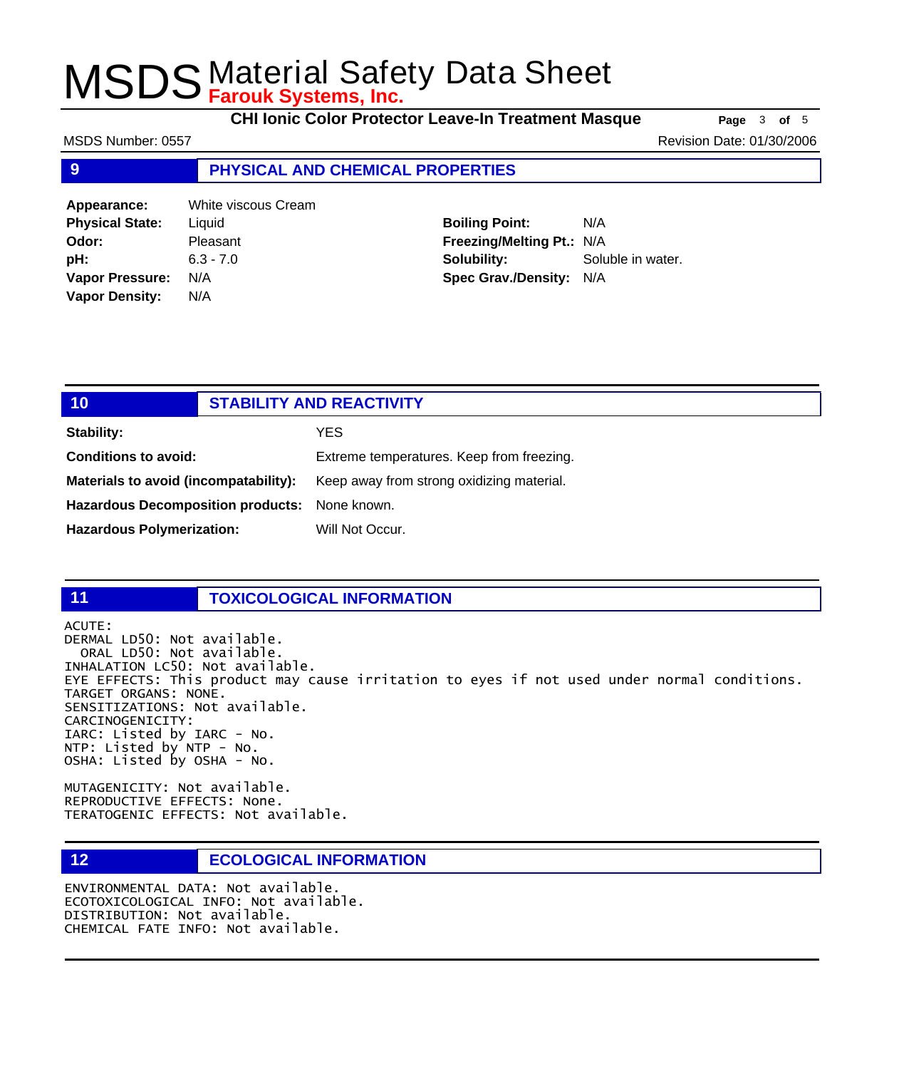## 9 PHYSICAL AND CHEMICAL PROPERTIES

| | | | |
|---|---|---|---|
| **Appearance:** | White viscous Cream | | |
| **Physical State:** | Liquid | **Boiling Point:** | N/A |
| **Odor:** | Pleasant | **Freezing/Melting Pt.:** | N/A |
| **pH:** | 6.3 - 7.0 | **Solubility:** | Soluble in water. |
| **Vapor Pressure:** | N/A | **Spec Grav./Density:** | N/A |
| **Vapor Density:** | N/A | | |

## 10 STABILITY AND REACTIVITY

| | |
|---|---|
| **Stability:** | YES |
| **Conditions to avoid:** | Extreme temperatures. Keep from freezing. |
| **Materials to avoid (incompatability):** | Keep away from strong oxidizing material. |
| **Hazardous Decomposition products:** | None known. |
| **Hazardous Polymerization:** | Will Not Occur. |

## 11 TOXICOLOGICAL INFORMATION

ACUTE:
DERMAL LD50: Not available.
ORAL LD50: Not available.
INHALATION LC50: Not available.
EYE EFFECTS: This product may cause irritation to eyes if not used under normal conditions.
TARGET ORGANS: NONE.
SENSITIZATIONS: Not available.
CARCINOGENICITY:
IARC: Listed by IARC - No.
NTP: Listed by NTP - No.
OSHA: Listed by OSHA - No.

MUTAGENICITY: Not available.
REPRODUCTIVE EFFECTS: None.
TERATOGENIC EFFECTS: Not available.

## 12 ECOLOGICAL INFORMATION

ENVIRONMENTAL DATA: Not available.
ECOTOXICOLOGICAL INFO: Not available.
DISTRIBUTION: Not available.
CHEMICAL FATE INFO: Not available.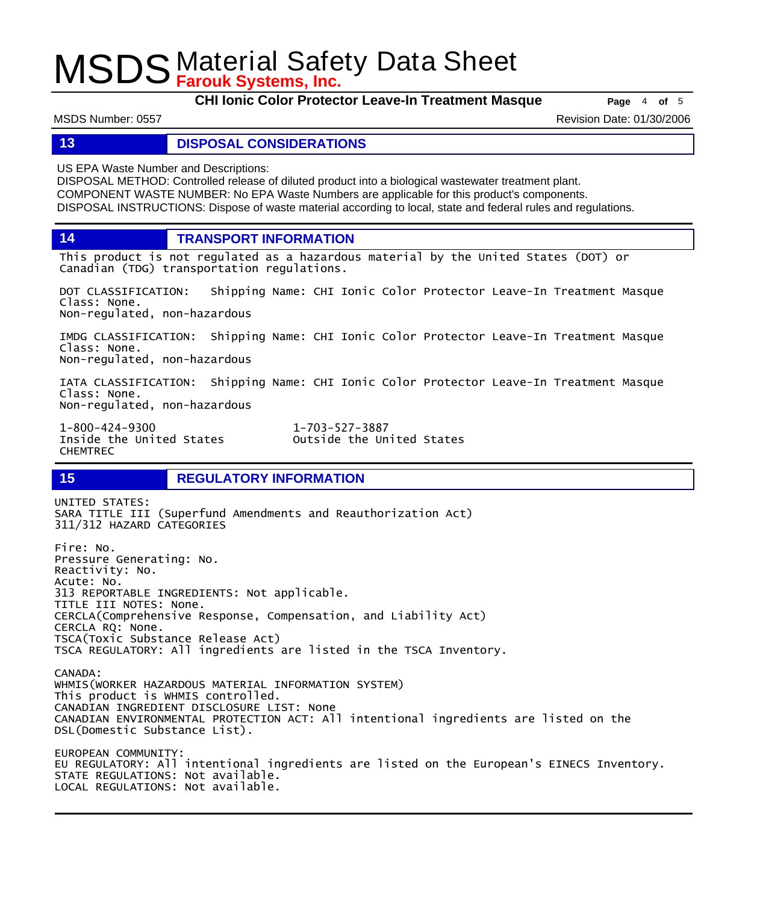## 13 DISPOSAL CONSIDERATIONS

US EPA Waste Number and Descriptions:
DISPOSAL METHOD: Controlled release of diluted product into a biological wastewater treatment plant.
COMPONENT WASTE NUMBER: No EPA Waste Numbers are applicable for this product's components.
DISPOSAL INSTRUCTIONS: Dispose of waste material according to local, state and federal rules and regulations.

## 14 TRANSPORT INFORMATION

This product is not regulated as a hazardous material by the United States (DOT) or Canadian (TDG) transportation regulations.

DOT CLASSIFICATION: Shipping Name: CHI Ionic Color Protector Leave-In Treatment Masque
Class: None.
Non-regulated, non-hazardous

IMDG CLASSIFICATION: Shipping Name: CHI Ionic Color Protector Leave-In Treatment Masque
Class: None.
Non-regulated, non-hazardous

IATA CLASSIFICATION: Shipping Name: CHI Ionic Color Protector Leave-In Treatment Masque
Class: None.
Non-regulated, non-hazardous

1-800-424-9300
Inside the United States
CHEMTREC

1-703-527-3887
Outside the United States

## 15 REGULATORY INFORMATION

UNITED STATES:
SARA TITLE III (Superfund Amendments and Reauthorization Act)
311/312 HAZARD CATEGORIES

Fire: No.
Pressure Generating: No.
Reactivity: No.
Acute: No.
313 REPORTABLE INGREDIENTS: Not applicable.
TITLE III NOTES: None.
CERCLA(Comprehensive Response, Compensation, and Liability Act)
CERCLA RQ: None.
TSCA(Toxic Substance Release Act)
TSCA REGULATORY: All ingredients are listed in the TSCA Inventory.

CANADA:
WHMIS(WORKER HAZARDOUS MATERIAL INFORMATION SYSTEM)
This product is WHMIS controlled.
CANADIAN INGREDIENT DISCLOSURE LIST: None
CANADIAN ENVIRONMENTAL PROTECTION ACT: All intentional ingredients are listed on the DSL(Domestic Substance List).

EUROPEAN COMMUNITY:
EU REGULATORY: All intentional ingredients are listed on the European's EINECS Inventory.
STATE REGULATIONS: Not available.
LOCAL REGULATIONS: Not available.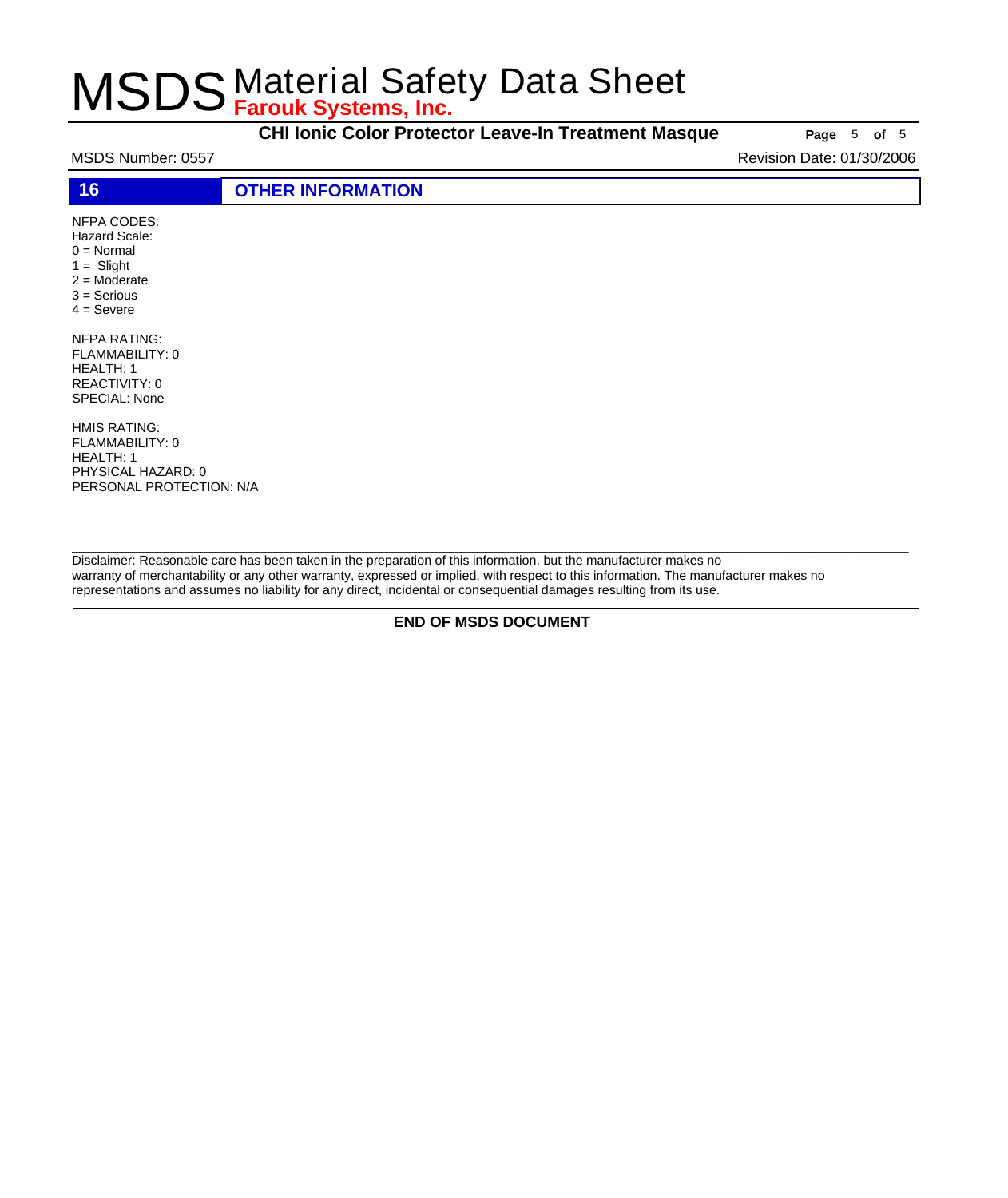## 16 OTHER INFORMATION

NFPA CODES:
Hazard Scale:
0 = Normal
1 = Slight
2 = Moderate
3 = Serious
4 = Severe

NFPA RATING:
FLAMMABILITY: 0
HEALTH: 1
REACTIVITY: 0
SPECIAL: None

HMIS RATING:
FLAMMABILITY: 0
HEALTH: 1
PHYSICAL HAZARD: 0
PERSONAL PROTECTION: N/A

---

Disclaimer: Reasonable care has been taken in the preparation of this information, but the manufacturer makes no warranty of merchantability or any other warranty, expressed or implied, with respect to this information. The manufacturer makes no representations and assumes no liability for any direct, incidental or consequential damages resulting from its use.

---

**END OF MSDS DOCUMENT**